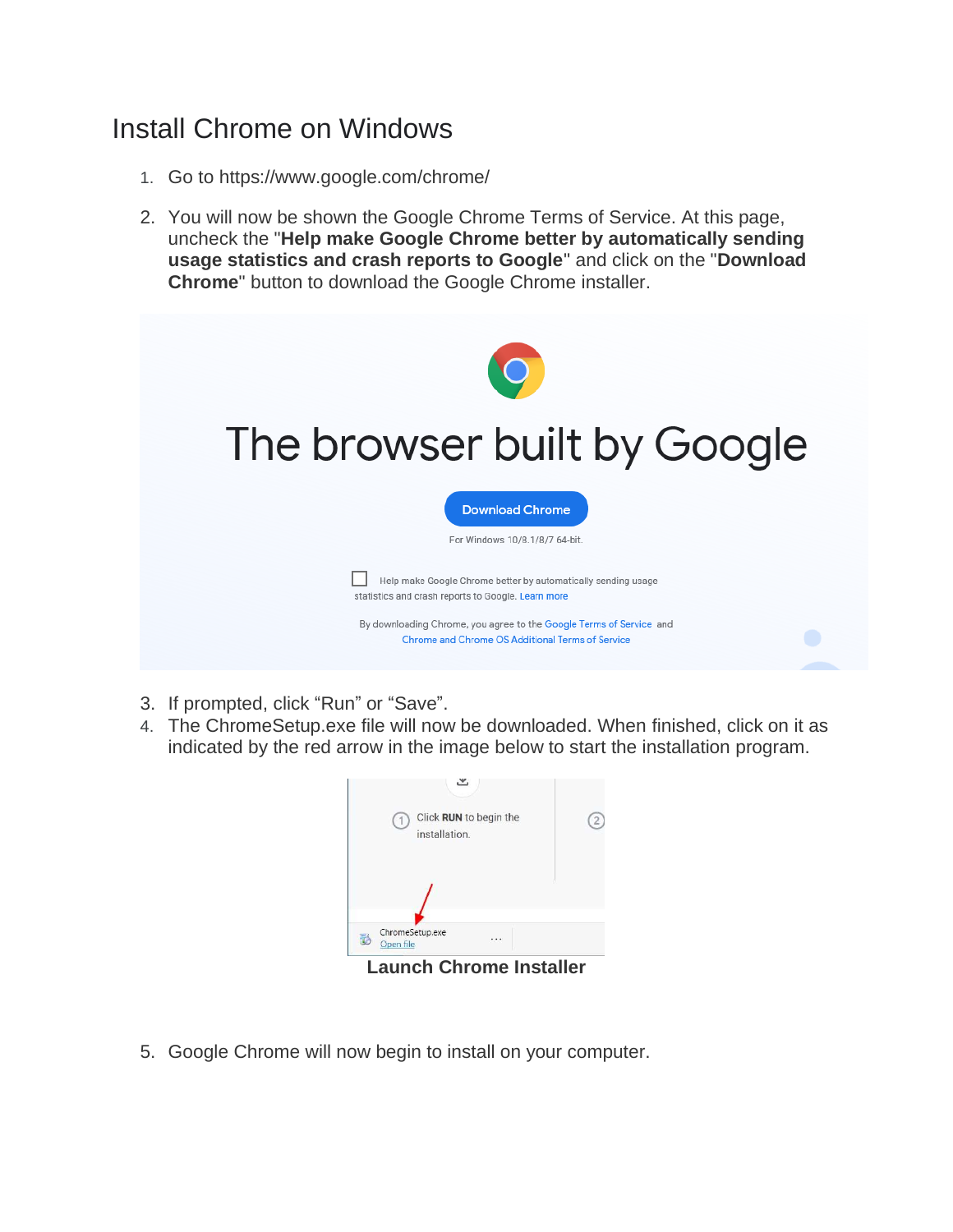# Install Chrome on Windows

1. Go to https://www.google.com/chrome/
2. You will now be shown the Google Chrome Terms of Service. At this page, uncheck the "**Help make Google Chrome better by automatically sending usage statistics and crash reports to Google**" and click on the "**Download Chrome**" button to download the Google Chrome installer.
3. If prompted, click "Run" or "Save".
4. The ChromeSetup.exe file will now be downloaded. When finished, click on it as indicated by the red arrow in the image below to start the installation program.

**Launch Chrome Installer**

5. Google Chrome will now begin to install on your computer.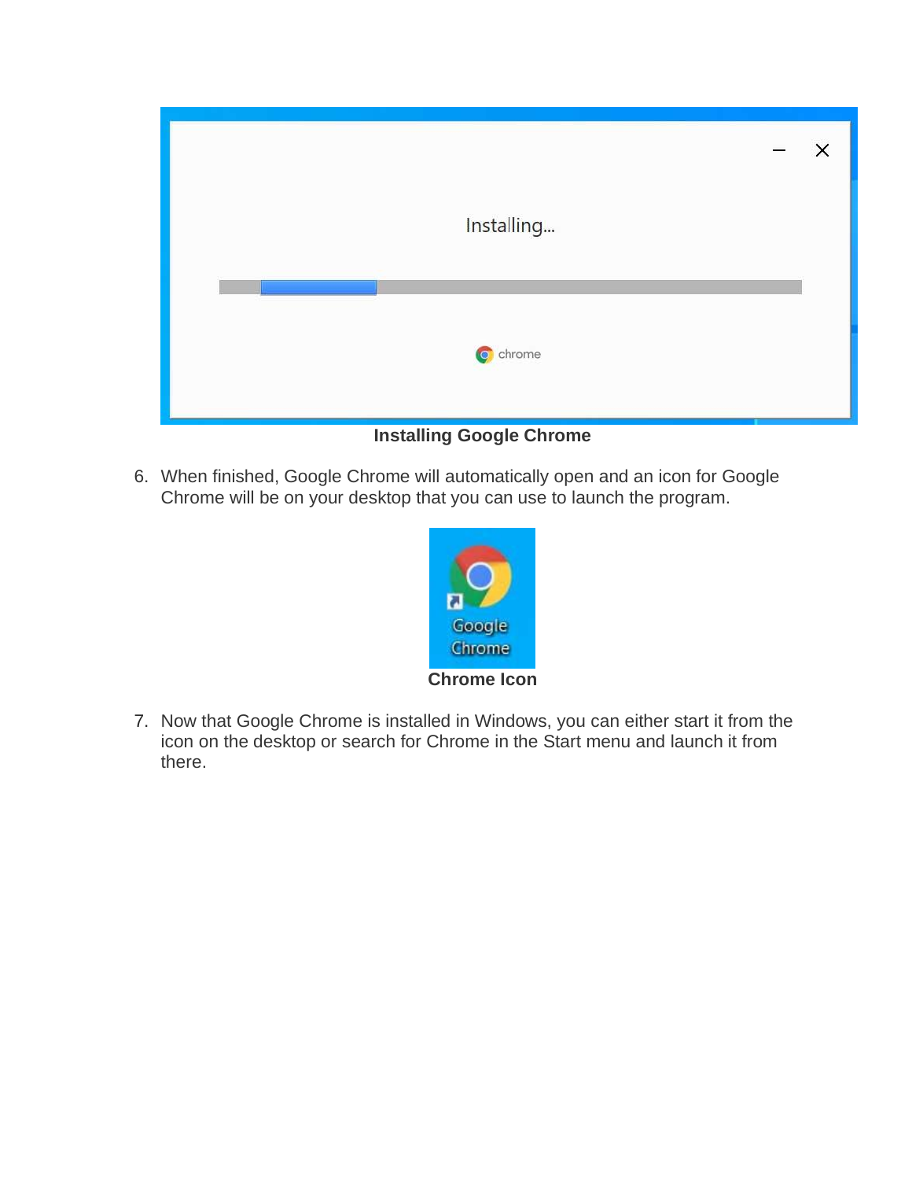**Installing Google Chrome**

6. When finished, Google Chrome will automatically open and an icon for Google Chrome will be on your desktop that you can use to launch the program.

**Chrome Icon**

7. Now that Google Chrome is installed in Windows, you can either start it from the icon on the desktop or search for Chrome in the Start menu and launch it from there.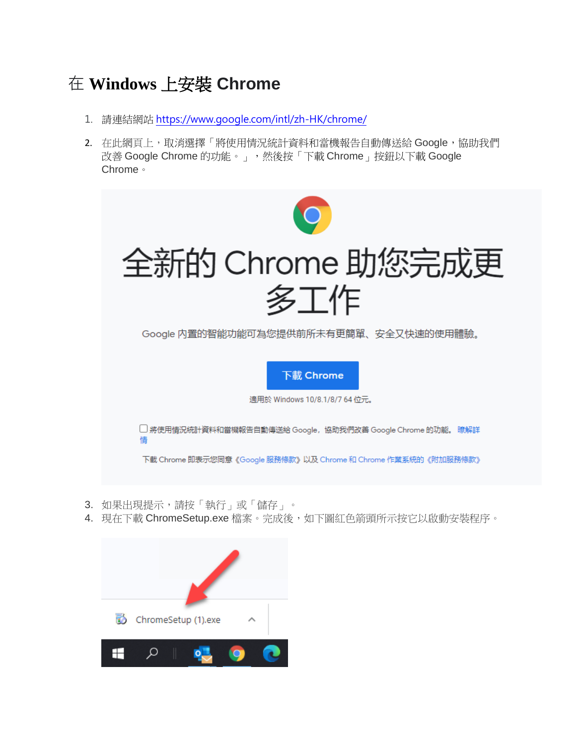# 在 Windows 上安裝 Chrome

1. 請連結網站 https://www.google.com/intl/zh-HK/chrome/
2. 在此網頁上，取消選擇「將使用情況統計資料和當機報告自動傳送給 Google，協助我們改善 Google Chrome 的功能。」，然後按「下載 Chrome」按鈕以下載 Google Chrome。
3. 如果出現提示，請按「執行」或「儲存」。
4. 現在下載 ChromeSetup.exe 檔案。完成後，如下圖紅色箭頭所示按它以啟動安裝程序。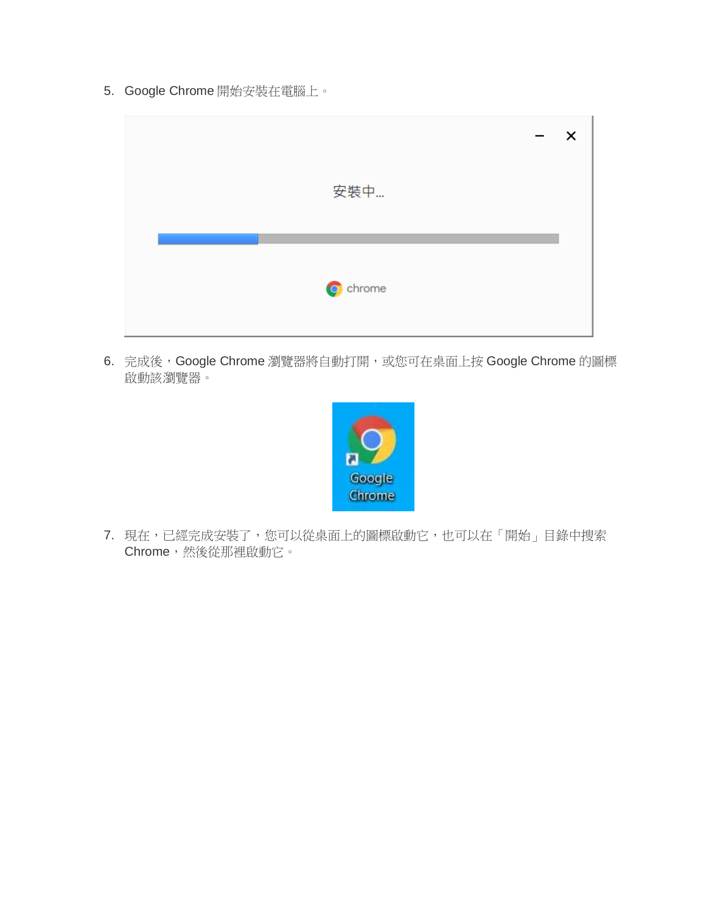5. Google Chrome 開始安裝在電腦上。

6. 完成後，Google Chrome 瀏覽器將自動打開，或您可在桌面上按 Google Chrome 的圖標啟動該瀏覽器。

7. 現在，已經完成安裝了，您可以從桌面上的圖標啟動它，也可以在「開始」目錄中搜索 Chrome，然後從那裡啟動它。